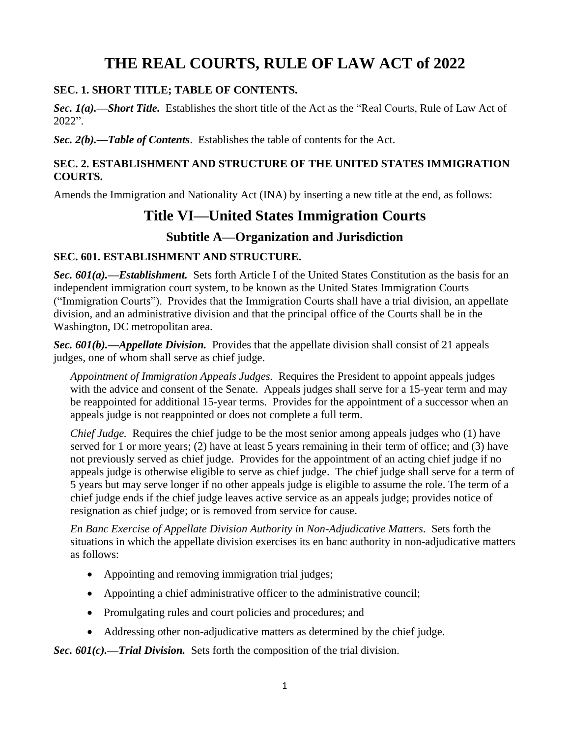# THE REAL COURTS, RULE OF LAW ACT of 2022

**SEC. 1. SHORT TITLE; TABLE OF CONTENTS.**

***Sec. 1(a).—Short Title.*** Establishes the short title of the Act as the "Real Courts, Rule of Law Act of 2022".

***Sec. 2(b).—Table of Contents***. Establishes the table of contents for the Act.

**SEC. 2. ESTABLISHMENT AND STRUCTURE OF THE UNITED STATES IMMIGRATION COURTS.**

Amends the Immigration and Nationality Act (INA) by inserting a new title at the end, as follows:

## Title VI—United States Immigration Courts

### Subtitle A—Organization and Jurisdiction

**SEC. 601. ESTABLISHMENT AND STRUCTURE.**

***Sec. 601(a).—Establishment.*** Sets forth Article I of the United States Constitution as the basis for an independent immigration court system, to be known as the United States Immigration Courts ("Immigration Courts"). Provides that the Immigration Courts shall have a trial division, an appellate division, and an administrative division and that the principal office of the Courts shall be in the Washington, DC metropolitan area.

***Sec. 601(b).—Appellate Division.*** Provides that the appellate division shall consist of 21 appeals judges, one of whom shall serve as chief judge.

*Appointment of Immigration Appeals Judges.* Requires the President to appoint appeals judges with the advice and consent of the Senate. Appeals judges shall serve for a 15-year term and may be reappointed for additional 15-year terms. Provides for the appointment of a successor when an appeals judge is not reappointed or does not complete a full term.

*Chief Judge.* Requires the chief judge to be the most senior among appeals judges who (1) have served for 1 or more years; (2) have at least 5 years remaining in their term of office; and (3) have not previously served as chief judge. Provides for the appointment of an acting chief judge if no appeals judge is otherwise eligible to serve as chief judge. The chief judge shall serve for a term of 5 years but may serve longer if no other appeals judge is eligible to assume the role. The term of a chief judge ends if the chief judge leaves active service as an appeals judge; provides notice of resignation as chief judge; or is removed from service for cause.

*En Banc Exercise of Appellate Division Authority in Non-Adjudicative Matters*. Sets forth the situations in which the appellate division exercises its en banc authority in non-adjudicative matters as follows:

- Appointing and removing immigration trial judges;
- Appointing a chief administrative officer to the administrative council;
- Promulgating rules and court policies and procedures; and
- Addressing other non-adjudicative matters as determined by the chief judge.

***Sec. 601(c).—Trial Division.*** Sets forth the composition of the trial division.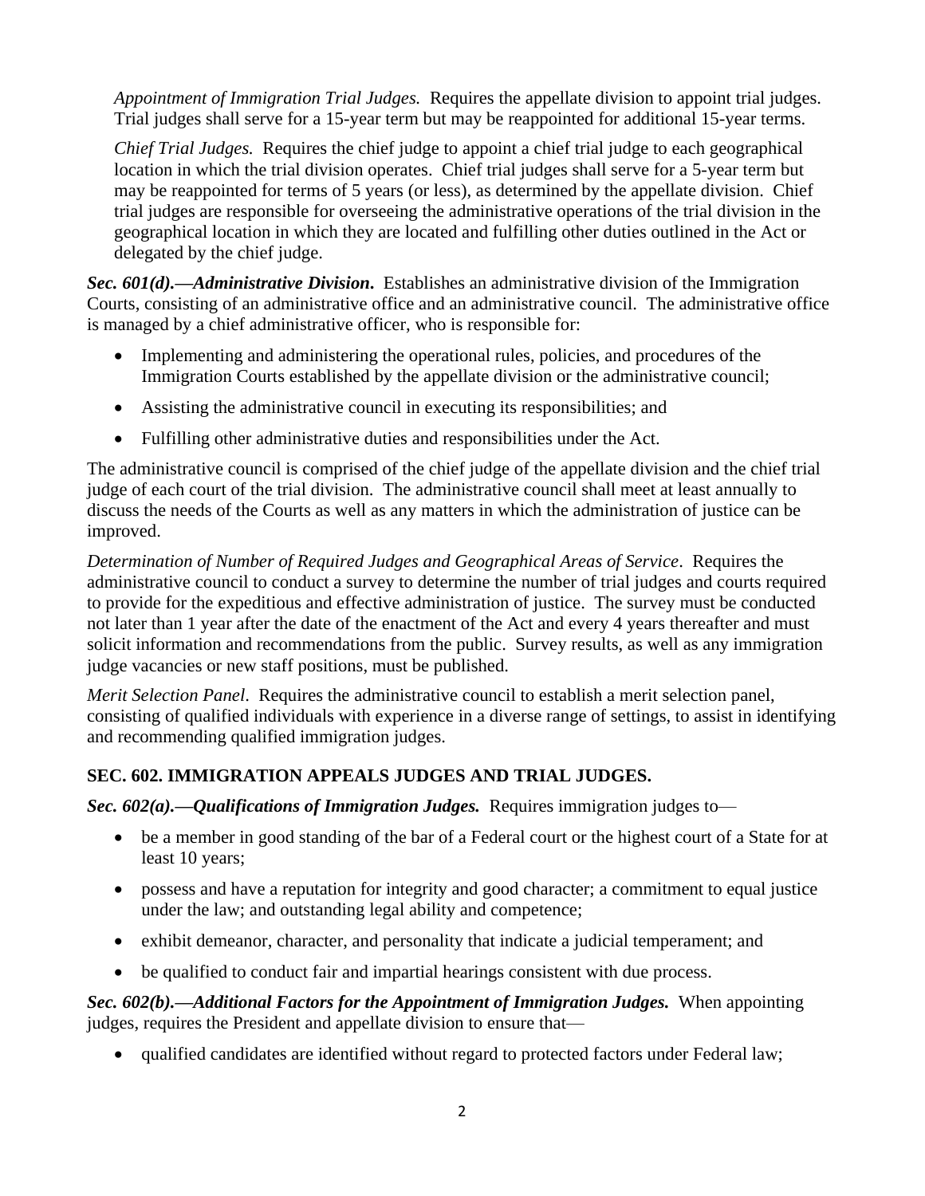*Appointment of Immigration Trial Judges.* Requires the appellate division to appoint trial judges. Trial judges shall serve for a 15-year term but may be reappointed for additional 15-year terms.

*Chief Trial Judges.* Requires the chief judge to appoint a chief trial judge to each geographical location in which the trial division operates. Chief trial judges shall serve for a 5-year term but may be reappointed for terms of 5 years (or less), as determined by the appellate division. Chief trial judges are responsible for overseeing the administrative operations of the trial division in the geographical location in which they are located and fulfilling other duties outlined in the Act or delegated by the chief judge.

***Sec. 601(d).—Administrative Division.*** Establishes an administrative division of the Immigration Courts, consisting of an administrative office and an administrative council. The administrative office is managed by a chief administrative officer, who is responsible for:

- Implementing and administering the operational rules, policies, and procedures of the Immigration Courts established by the appellate division or the administrative council;
- Assisting the administrative council in executing its responsibilities; and
- Fulfilling other administrative duties and responsibilities under the Act.

The administrative council is comprised of the chief judge of the appellate division and the chief trial judge of each court of the trial division. The administrative council shall meet at least annually to discuss the needs of the Courts as well as any matters in which the administration of justice can be improved.

*Determination of Number of Required Judges and Geographical Areas of Service*. Requires the administrative council to conduct a survey to determine the number of trial judges and courts required to provide for the expeditious and effective administration of justice. The survey must be conducted not later than 1 year after the date of the enactment of the Act and every 4 years thereafter and must solicit information and recommendations from the public. Survey results, as well as any immigration judge vacancies or new staff positions, must be published.

*Merit Selection Panel*. Requires the administrative council to establish a merit selection panel, consisting of qualified individuals with experience in a diverse range of settings, to assist in identifying and recommending qualified immigration judges.

## SEC. 602. IMMIGRATION APPEALS JUDGES AND TRIAL JUDGES.

***Sec. 602(a).—Qualifications of Immigration Judges.*** Requires immigration judges to—

- be a member in good standing of the bar of a Federal court or the highest court of a State for at least 10 years;
- possess and have a reputation for integrity and good character; a commitment to equal justice under the law; and outstanding legal ability and competence;
- exhibit demeanor, character, and personality that indicate a judicial temperament; and
- be qualified to conduct fair and impartial hearings consistent with due process.

***Sec. 602(b).—Additional Factors for the Appointment of Immigration Judges.*** When appointing judges, requires the President and appellate division to ensure that—

- qualified candidates are identified without regard to protected factors under Federal law;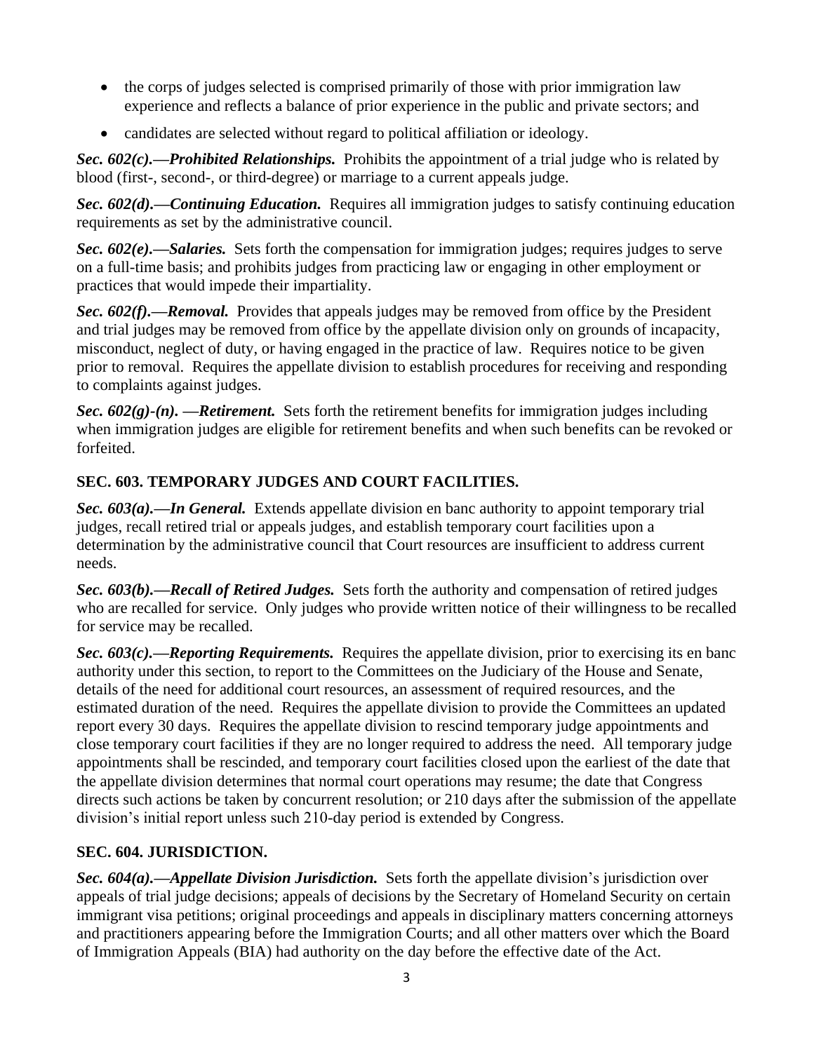- the corps of judges selected is comprised primarily of those with prior immigration law experience and reflects a balance of prior experience in the public and private sectors; and
- candidates are selected without regard to political affiliation or ideology.

***Sec. 602(c).—Prohibited Relationships.*** Prohibits the appointment of a trial judge who is related by blood (first-, second-, or third-degree) or marriage to a current appeals judge.

***Sec. 602(d).—Continuing Education.*** Requires all immigration judges to satisfy continuing education requirements as set by the administrative council.

***Sec. 602(e).—Salaries.*** Sets forth the compensation for immigration judges; requires judges to serve on a full-time basis; and prohibits judges from practicing law or engaging in other employment or practices that would impede their impartiality.

***Sec. 602(f).—Removal.*** Provides that appeals judges may be removed from office by the President and trial judges may be removed from office by the appellate division only on grounds of incapacity, misconduct, neglect of duty, or having engaged in the practice of law. Requires notice to be given prior to removal. Requires the appellate division to establish procedures for receiving and responding to complaints against judges.

***Sec. 602(g)-(n). —Retirement.*** Sets forth the retirement benefits for immigration judges including when immigration judges are eligible for retirement benefits and when such benefits can be revoked or forfeited.

## SEC. 603. TEMPORARY JUDGES AND COURT FACILITIES.

***Sec. 603(a).—In General.*** Extends appellate division en banc authority to appoint temporary trial judges, recall retired trial or appeals judges, and establish temporary court facilities upon a determination by the administrative council that Court resources are insufficient to address current needs.

***Sec. 603(b).—Recall of Retired Judges.*** Sets forth the authority and compensation of retired judges who are recalled for service. Only judges who provide written notice of their willingness to be recalled for service may be recalled.

***Sec. 603(c).—Reporting Requirements.*** Requires the appellate division, prior to exercising its en banc authority under this section, to report to the Committees on the Judiciary of the House and Senate, details of the need for additional court resources, an assessment of required resources, and the estimated duration of the need. Requires the appellate division to provide the Committees an updated report every 30 days. Requires the appellate division to rescind temporary judge appointments and close temporary court facilities if they are no longer required to address the need. All temporary judge appointments shall be rescinded, and temporary court facilities closed upon the earliest of the date that the appellate division determines that normal court operations may resume; the date that Congress directs such actions be taken by concurrent resolution; or 210 days after the submission of the appellate division's initial report unless such 210-day period is extended by Congress.

## SEC. 604. JURISDICTION.

***Sec. 604(a).—Appellate Division Jurisdiction.*** Sets forth the appellate division's jurisdiction over appeals of trial judge decisions; appeals of decisions by the Secretary of Homeland Security on certain immigrant visa petitions; original proceedings and appeals in disciplinary matters concerning attorneys and practitioners appearing before the Immigration Courts; and all other matters over which the Board of Immigration Appeals (BIA) had authority on the day before the effective date of the Act.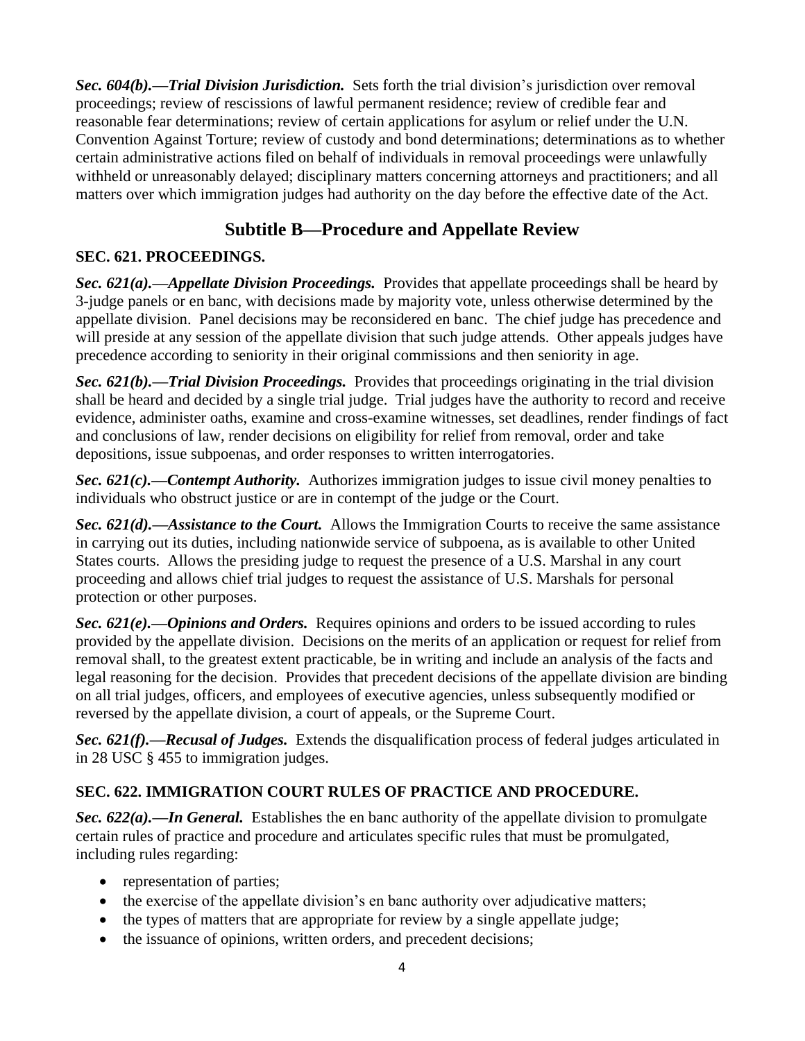***Sec. 604(b).—Trial Division Jurisdiction.*** Sets forth the trial division's jurisdiction over removal proceedings; review of rescissions of lawful permanent residence; review of credible fear and reasonable fear determinations; review of certain applications for asylum or relief under the U.N. Convention Against Torture; review of custody and bond determinations; determinations as to whether certain administrative actions filed on behalf of individuals in removal proceedings were unlawfully withheld or unreasonably delayed; disciplinary matters concerning attorneys and practitioners; and all matters over which immigration judges had authority on the day before the effective date of the Act.

## Subtitle B—Procedure and Appellate Review

### SEC. 621. PROCEEDINGS.

***Sec. 621(a).—Appellate Division Proceedings.*** Provides that appellate proceedings shall be heard by 3-judge panels or en banc, with decisions made by majority vote, unless otherwise determined by the appellate division. Panel decisions may be reconsidered en banc. The chief judge has precedence and will preside at any session of the appellate division that such judge attends. Other appeals judges have precedence according to seniority in their original commissions and then seniority in age.

***Sec. 621(b).—Trial Division Proceedings.*** Provides that proceedings originating in the trial division shall be heard and decided by a single trial judge. Trial judges have the authority to record and receive evidence, administer oaths, examine and cross-examine witnesses, set deadlines, render findings of fact and conclusions of law, render decisions on eligibility for relief from removal, order and take depositions, issue subpoenas, and order responses to written interrogatories.

***Sec. 621(c).—Contempt Authority.*** Authorizes immigration judges to issue civil money penalties to individuals who obstruct justice or are in contempt of the judge or the Court.

***Sec. 621(d).—Assistance to the Court.*** Allows the Immigration Courts to receive the same assistance in carrying out its duties, including nationwide service of subpoena, as is available to other United States courts. Allows the presiding judge to request the presence of a U.S. Marshal in any court proceeding and allows chief trial judges to request the assistance of U.S. Marshals for personal protection or other purposes.

***Sec. 621(e).—Opinions and Orders.*** Requires opinions and orders to be issued according to rules provided by the appellate division. Decisions on the merits of an application or request for relief from removal shall, to the greatest extent practicable, be in writing and include an analysis of the facts and legal reasoning for the decision. Provides that precedent decisions of the appellate division are binding on all trial judges, officers, and employees of executive agencies, unless subsequently modified or reversed by the appellate division, a court of appeals, or the Supreme Court.

***Sec. 621(f).—Recusal of Judges.*** Extends the disqualification process of federal judges articulated in in 28 USC § 455 to immigration judges.

### SEC. 622. IMMIGRATION COURT RULES OF PRACTICE AND PROCEDURE.

***Sec. 622(a).—In General.*** Establishes the en banc authority of the appellate division to promulgate certain rules of practice and procedure and articulates specific rules that must be promulgated, including rules regarding:

- representation of parties;
- the exercise of the appellate division's en banc authority over adjudicative matters;
- the types of matters that are appropriate for review by a single appellate judge;
- the issuance of opinions, written orders, and precedent decisions;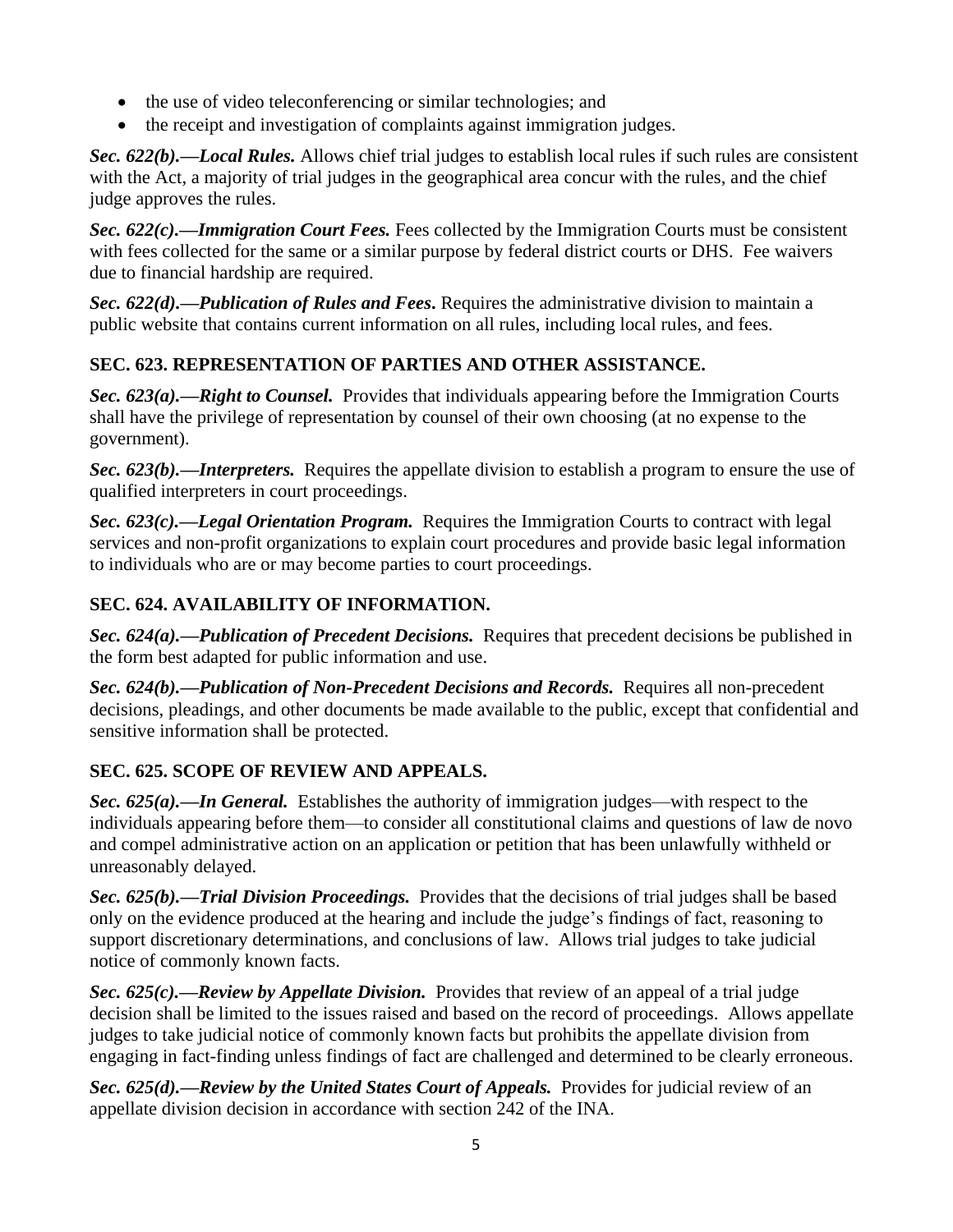- the use of video teleconferencing or similar technologies; and
- the receipt and investigation of complaints against immigration judges.

***Sec. 622(b).—Local Rules.*** Allows chief trial judges to establish local rules if such rules are consistent with the Act, a majority of trial judges in the geographical area concur with the rules, and the chief judge approves the rules.

***Sec. 622(c).—Immigration Court Fees.*** Fees collected by the Immigration Courts must be consistent with fees collected for the same or a similar purpose by federal district courts or DHS. Fee waivers due to financial hardship are required.

***Sec. 622(d).—Publication of Rules and Fees.*** Requires the administrative division to maintain a public website that contains current information on all rules, including local rules, and fees.

### SEC. 623. REPRESENTATION OF PARTIES AND OTHER ASSISTANCE.

***Sec. 623(a).—Right to Counsel.*** Provides that individuals appearing before the Immigration Courts shall have the privilege of representation by counsel of their own choosing (at no expense to the government).

***Sec. 623(b).—Interpreters.*** Requires the appellate division to establish a program to ensure the use of qualified interpreters in court proceedings.

***Sec. 623(c).—Legal Orientation Program.*** Requires the Immigration Courts to contract with legal services and non-profit organizations to explain court procedures and provide basic legal information to individuals who are or may become parties to court proceedings.

### SEC. 624. AVAILABILITY OF INFORMATION.

***Sec. 624(a).—Publication of Precedent Decisions.*** Requires that precedent decisions be published in the form best adapted for public information and use.

***Sec. 624(b).—Publication of Non-Precedent Decisions and Records.*** Requires all non-precedent decisions, pleadings, and other documents be made available to the public, except that confidential and sensitive information shall be protected.

### SEC. 625. SCOPE OF REVIEW AND APPEALS.

***Sec. 625(a).—In General.*** Establishes the authority of immigration judges—with respect to the individuals appearing before them—to consider all constitutional claims and questions of law de novo and compel administrative action on an application or petition that has been unlawfully withheld or unreasonably delayed.

***Sec. 625(b).—Trial Division Proceedings.*** Provides that the decisions of trial judges shall be based only on the evidence produced at the hearing and include the judge's findings of fact, reasoning to support discretionary determinations, and conclusions of law. Allows trial judges to take judicial notice of commonly known facts.

***Sec. 625(c).—Review by Appellate Division.*** Provides that review of an appeal of a trial judge decision shall be limited to the issues raised and based on the record of proceedings. Allows appellate judges to take judicial notice of commonly known facts but prohibits the appellate division from engaging in fact-finding unless findings of fact are challenged and determined to be clearly erroneous.

***Sec. 625(d).—Review by the United States Court of Appeals.*** Provides for judicial review of an appellate division decision in accordance with section 242 of the INA.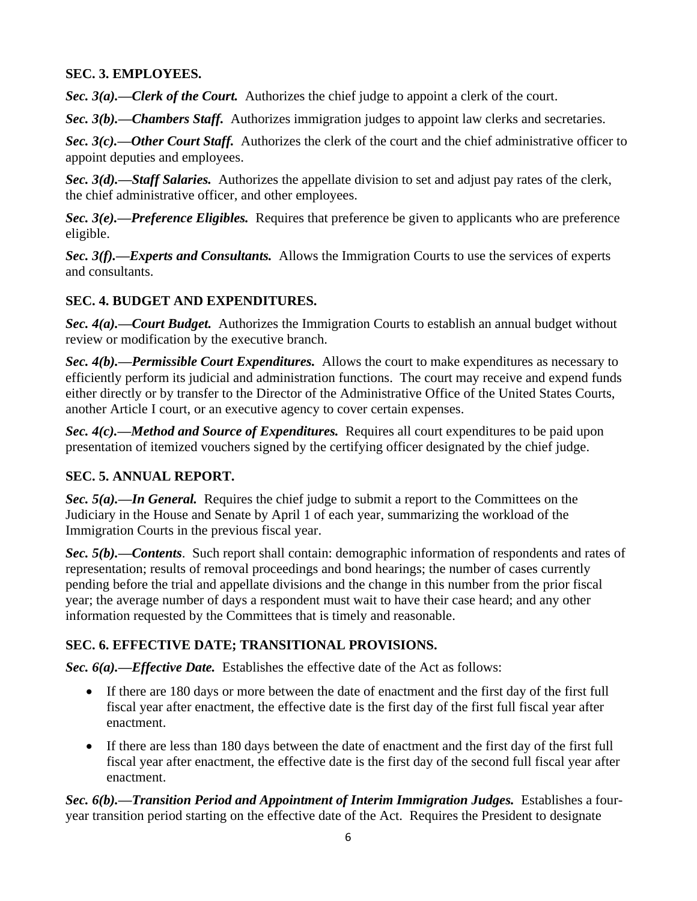### SEC. 3. EMPLOYEES.

***Sec. 3(a).—Clerk of the Court.*** Authorizes the chief judge to appoint a clerk of the court.

***Sec. 3(b).—Chambers Staff.*** Authorizes immigration judges to appoint law clerks and secretaries.

***Sec. 3(c).—Other Court Staff.*** Authorizes the clerk of the court and the chief administrative officer to appoint deputies and employees.

***Sec. 3(d).—Staff Salaries.*** Authorizes the appellate division to set and adjust pay rates of the clerk, the chief administrative officer, and other employees.

***Sec. 3(e).—Preference Eligibles.*** Requires that preference be given to applicants who are preference eligible.

***Sec. 3(f).—Experts and Consultants.*** Allows the Immigration Courts to use the services of experts and consultants.

### SEC. 4. BUDGET AND EXPENDITURES.

***Sec. 4(a).—Court Budget.*** Authorizes the Immigration Courts to establish an annual budget without review or modification by the executive branch.

***Sec. 4(b).—Permissible Court Expenditures.*** Allows the court to make expenditures as necessary to efficiently perform its judicial and administration functions. The court may receive and expend funds either directly or by transfer to the Director of the Administrative Office of the United States Courts, another Article I court, or an executive agency to cover certain expenses.

***Sec. 4(c).—Method and Source of Expenditures.*** Requires all court expenditures to be paid upon presentation of itemized vouchers signed by the certifying officer designated by the chief judge.

### SEC. 5. ANNUAL REPORT.

***Sec. 5(a).—In General.*** Requires the chief judge to submit a report to the Committees on the Judiciary in the House and Senate by April 1 of each year, summarizing the workload of the Immigration Courts in the previous fiscal year.

***Sec. 5(b).—Contents***. Such report shall contain: demographic information of respondents and rates of representation; results of removal proceedings and bond hearings; the number of cases currently pending before the trial and appellate divisions and the change in this number from the prior fiscal year; the average number of days a respondent must wait to have their case heard; and any other information requested by the Committees that is timely and reasonable.

### SEC. 6. EFFECTIVE DATE; TRANSITIONAL PROVISIONS.

***Sec. 6(a).—Effective Date.*** Establishes the effective date of the Act as follows:

- If there are 180 days or more between the date of enactment and the first day of the first full fiscal year after enactment, the effective date is the first day of the first full fiscal year after enactment.
- If there are less than 180 days between the date of enactment and the first day of the first full fiscal year after enactment, the effective date is the first day of the second full fiscal year after enactment.

***Sec. 6(b).—Transition Period and Appointment of Interim Immigration Judges.*** Establishes a four-year transition period starting on the effective date of the Act. Requires the President to designate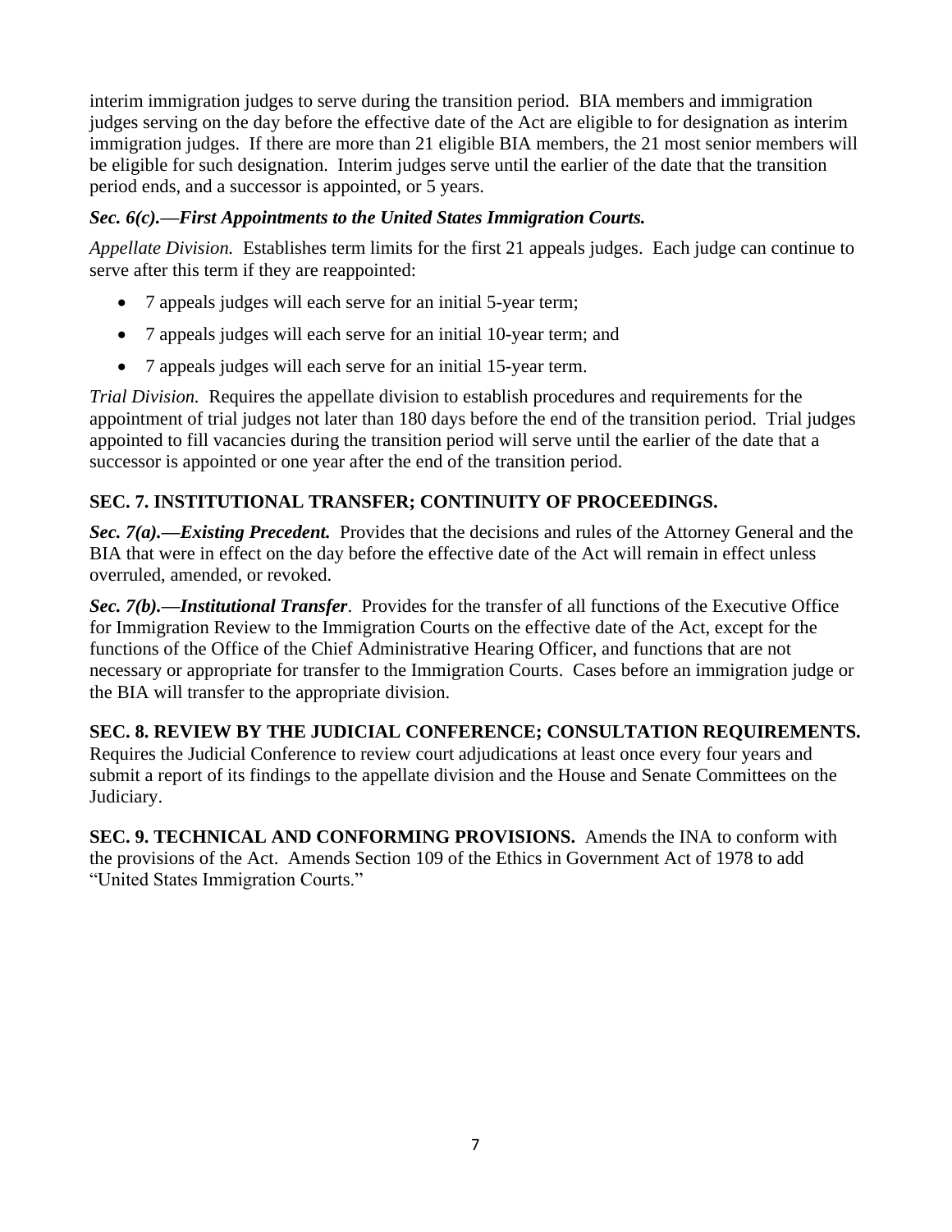interim immigration judges to serve during the transition period. BIA members and immigration judges serving on the day before the effective date of the Act are eligible to for designation as interim immigration judges. If there are more than 21 eligible BIA members, the 21 most senior members will be eligible for such designation. Interim judges serve until the earlier of the date that the transition period ends, and a successor is appointed, or 5 years.

***Sec. 6(c).—First Appointments to the United States Immigration Courts.***

*Appellate Division.* Establishes term limits for the first 21 appeals judges. Each judge can continue to serve after this term if they are reappointed:

- 7 appeals judges will each serve for an initial 5-year term;
- 7 appeals judges will each serve for an initial 10-year term; and
- 7 appeals judges will each serve for an initial 15-year term.

*Trial Division.* Requires the appellate division to establish procedures and requirements for the appointment of trial judges not later than 180 days before the end of the transition period. Trial judges appointed to fill vacancies during the transition period will serve until the earlier of the date that a successor is appointed or one year after the end of the transition period.

**SEC. 7. INSTITUTIONAL TRANSFER; CONTINUITY OF PROCEEDINGS.**

***Sec. 7(a).—Existing Precedent.*** Provides that the decisions and rules of the Attorney General and the BIA that were in effect on the day before the effective date of the Act will remain in effect unless overruled, amended, or revoked.

***Sec. 7(b).—Institutional Transfer***. Provides for the transfer of all functions of the Executive Office for Immigration Review to the Immigration Courts on the effective date of the Act, except for the functions of the Office of the Chief Administrative Hearing Officer, and functions that are not necessary or appropriate for transfer to the Immigration Courts. Cases before an immigration judge or the BIA will transfer to the appropriate division.

**SEC. 8. REVIEW BY THE JUDICIAL CONFERENCE; CONSULTATION REQUIREMENTS.** Requires the Judicial Conference to review court adjudications at least once every four years and submit a report of its findings to the appellate division and the House and Senate Committees on the Judiciary.

**SEC. 9. TECHNICAL AND CONFORMING PROVISIONS.** Amends the INA to conform with the provisions of the Act. Amends Section 109 of the Ethics in Government Act of 1978 to add "United States Immigration Courts."